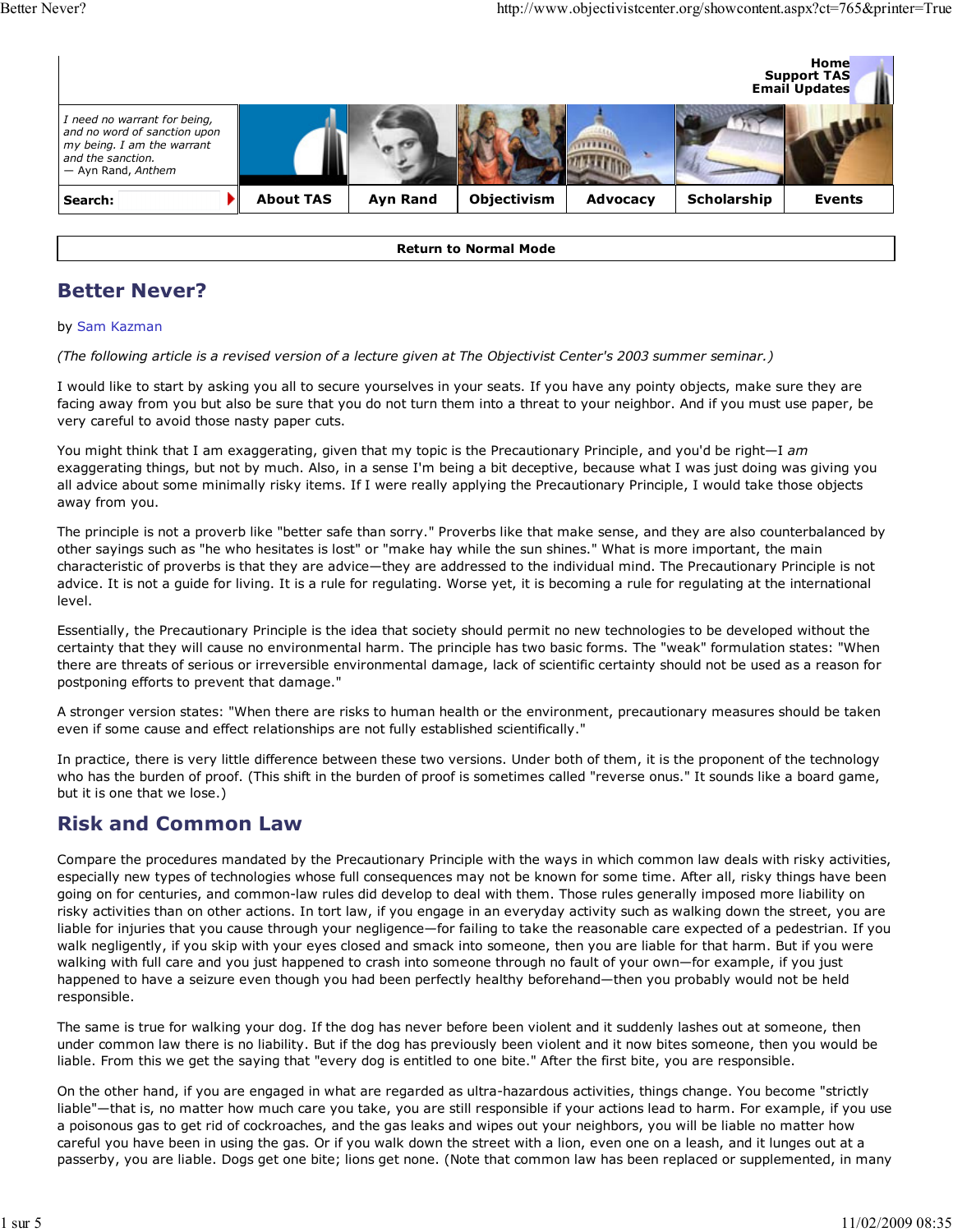# Better Never?

by Sam Kazman

*(The following article is a revised version of a lecture given at The Objectivist Center's 2003 summer seminar.)*

I would like to start by asking you all to secure yourselves in your seats. If you have any pointy objects, make sure they are facing away from you but also be sure that you do not turn them into a threat to your neighbor. And if you must use paper, be very careful to avoid those nasty paper cuts.

You might think that I am exaggerating, given that my topic is the Precautionary Principle, and you'd be right—I *am* exaggerating things, but not by much. Also, in a sense I'm being a bit deceptive, because what I was just doing was giving you all advice about some minimally risky items. If I were really applying the Precautionary Principle, I would take those objects away from you.

The principle is not a proverb like "better safe than sorry." Proverbs like that make sense, and they are also counterbalanced by other sayings such as "he who hesitates is lost" or "make hay while the sun shines." What is more important, the main characteristic of proverbs is that they are advice—they are addressed to the individual mind. The Precautionary Principle is not advice. It is not a guide for living. It is a rule for regulating. Worse yet, it is becoming a rule for regulating at the international level.

Essentially, the Precautionary Principle is the idea that society should permit no new technologies to be developed without the certainty that they will cause no environmental harm. The principle has two basic forms. The "weak" formulation states: "When there are threats of serious or irreversible environmental damage, lack of scientific certainty should not be used as a reason for postponing efforts to prevent that damage."

A stronger version states: "When there are risks to human health or the environment, precautionary measures should be taken even if some cause and effect relationships are not fully established scientifically."

In practice, there is very little difference between these two versions. Under both of them, it is the proponent of the technology who has the burden of proof. (This shift in the burden of proof is sometimes called "reverse onus." It sounds like a board game, but it is one that we lose.)

## Risk and Common Law

Compare the procedures mandated by the Precautionary Principle with the ways in which common law deals with risky activities, especially new types of technologies whose full consequences may not be known for some time. After all, risky things have been going on for centuries, and common-law rules did develop to deal with them. Those rules generally imposed more liability on risky activities than on other actions. In tort law, if you engage in an everyday activity such as walking down the street, you are liable for injuries that you cause through your negligence—for failing to take the reasonable care expected of a pedestrian. If you walk negligently, if you skip with your eyes closed and smack into someone, then you are liable for that harm. But if you were walking with full care and you just happened to crash into someone through no fault of your own—for example, if you just happened to have a seizure even though you had been perfectly healthy beforehand—then you probably would not be held responsible.

The same is true for walking your dog. If the dog has never before been violent and it suddenly lashes out at someone, then under common law there is no liability. But if the dog has previously been violent and it now bites someone, then you would be liable. From this we get the saying that "every dog is entitled to one bite." After the first bite, you are responsible.

On the other hand, if you are engaged in what are regarded as ultra-hazardous activities, things change. You become "strictly liable"—that is, no matter how much care you take, you are still responsible if your actions lead to harm. For example, if you use a poisonous gas to get rid of cockroaches, and the gas leaks and wipes out your neighbors, you will be liable no matter how careful you have been in using the gas. Or if you walk down the street with a lion, even one on a leash, and it lunges out at a passerby, you are liable. Dogs get one bite; lions get none. (Note that common law has been replaced or supplemented, in many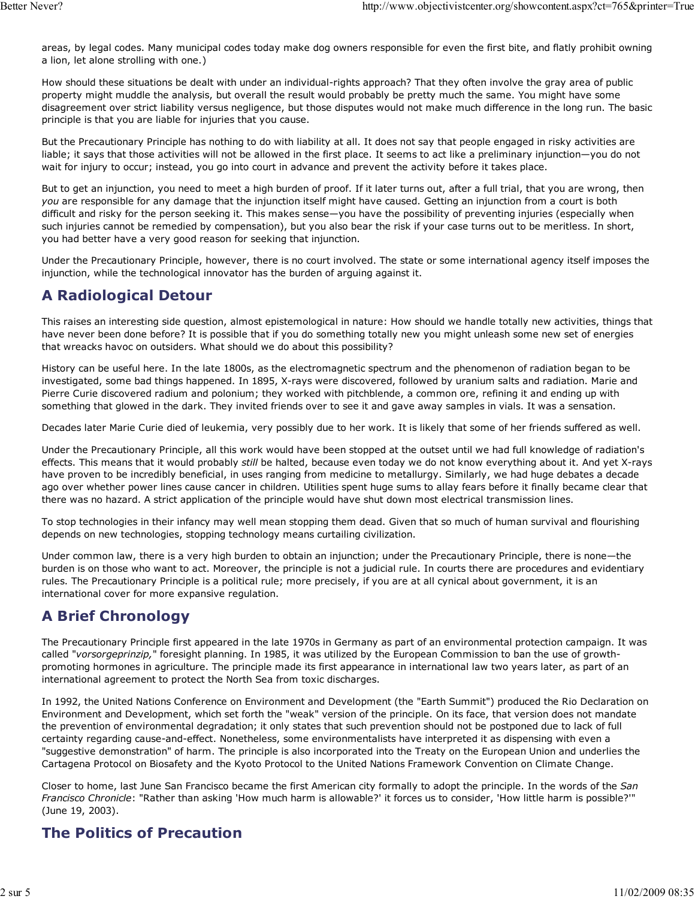areas, by legal codes. Many municipal codes today make dog owners responsible for even the first bite, and flatly prohibit owning a lion, let alone strolling with one.)

How should these situations be dealt with under an individual-rights approach? That they often involve the gray area of public property might muddle the analysis, but overall the result would probably be pretty much the same. You might have some disagreement over strict liability versus negligence, but those disputes would not make much difference in the long run. The basic principle is that you are liable for injuries that you cause.

But the Precautionary Principle has nothing to do with liability at all. It does not say that people engaged in risky activities are liable; it says that those activities will not be allowed in the first place. It seems to act like a preliminary injunction—you do not wait for injury to occur; instead, you go into court in advance and prevent the activity before it takes place.

But to get an injunction, you need to meet a high burden of proof. If it later turns out, after a full trial, that you are wrong, then *you* are responsible for any damage that the injunction itself might have caused. Getting an injunction from a court is both difficult and risky for the person seeking it. This makes sense—you have the possibility of preventing injuries (especially when such injuries cannot be remedied by compensation), but you also bear the risk if your case turns out to be meritless. In short, you had better have a very good reason for seeking that injunction.

Under the Precautionary Principle, however, there is no court involved. The state or some international agency itself imposes the injunction, while the technological innovator has the burden of arguing against it.

## A Radiological Detour

This raises an interesting side question, almost epistemological in nature: How should we handle totally new activities, things that have never been done before? It is possible that if you do something totally new you might unleash some new set of energies that wreacks havoc on outsiders. What should we do about this possibility?

History can be useful here. In the late 1800s, as the electromagnetic spectrum and the phenomenon of radiation began to be investigated, some bad things happened. In 1895, X-rays were discovered, followed by uranium salts and radiation. Marie and Pierre Curie discovered radium and polonium; they worked with pitchblende, a common ore, refining it and ending up with something that glowed in the dark. They invited friends over to see it and gave away samples in vials. It was a sensation.

Decades later Marie Curie died of leukemia, very possibly due to her work. It is likely that some of her friends suffered as well.

Under the Precautionary Principle, all this work would have been stopped at the outset until we had full knowledge of radiation's effects. This means that it would probably *still* be halted, because even today we do not know everything about it. And yet X-rays have proven to be incredibly beneficial, in uses ranging from medicine to metallurgy. Similarly, we had huge debates a decade ago over whether power lines cause cancer in children. Utilities spent huge sums to allay fears before it finally became clear that there was no hazard. A strict application of the principle would have shut down most electrical transmission lines.

To stop technologies in their infancy may well mean stopping them dead. Given that so much of human survival and flourishing depends on new technologies, stopping technology means curtailing civilization.

Under common law, there is a very high burden to obtain an injunction; under the Precautionary Principle, there is none—the burden is on those who want to act. Moreover, the principle is not a judicial rule. In courts there are procedures and evidentiary rules. The Precautionary Principle is a political rule; more precisely, if you are at all cynical about government, it is an international cover for more expansive regulation.

## A Brief Chronology

The Precautionary Principle first appeared in the late 1970s in Germany as part of an environmental protection campaign. It was called "*vorsorgeprinzip,*" foresight planning. In 1985, it was utilized by the European Commission to ban the use of growth-promoting hormones in agriculture. The principle made its first appearance in international law two years later, as part of an international agreement to protect the North Sea from toxic discharges.

In 1992, the United Nations Conference on Environment and Development (the "Earth Summit") produced the Rio Declaration on Environment and Development, which set forth the "weak" version of the principle. On its face, that version does not mandate the prevention of environmental degradation; it only states that such prevention should not be postponed due to lack of full certainty regarding cause-and-effect. Nonetheless, some environmentalists have interpreted it as dispensing with even a "suggestive demonstration" of harm. The principle is also incorporated into the Treaty on the European Union and underlies the Cartagena Protocol on Biosafety and the Kyoto Protocol to the United Nations Framework Convention on Climate Change.

Closer to home, last June San Francisco became the first American city formally to adopt the principle. In the words of the *San Francisco Chronicle*: "Rather than asking 'How much harm is allowable?' it forces us to consider, 'How little harm is possible?'" (June 19, 2003).

## The Politics of Precaution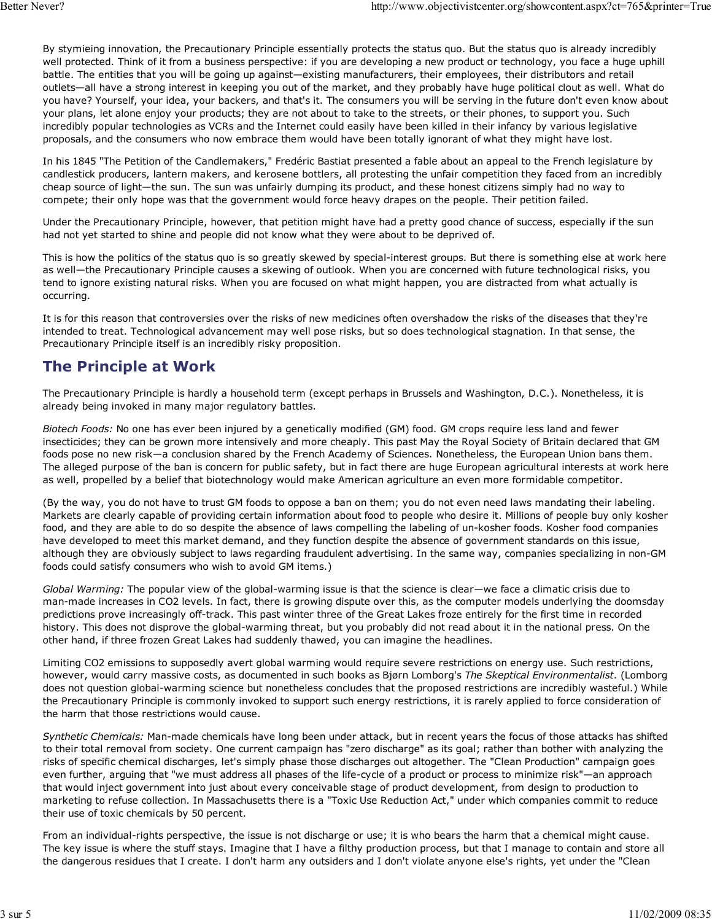By stymieing innovation, the Precautionary Principle essentially protects the status quo. But the status quo is already incredibly well protected. Think of it from a business perspective: if you are developing a new product or technology, you face a huge uphill battle. The entities that you will be going up against—existing manufacturers, their employees, their distributors and retail outlets—all have a strong interest in keeping you out of the market, and they probably have huge political clout as well. What do you have? Yourself, your idea, your backers, and that's it. The consumers you will be serving in the future don't even know about your plans, let alone enjoy your products; they are not about to take to the streets, or their phones, to support you. Such incredibly popular technologies as VCRs and the Internet could easily have been killed in their infancy by various legislative proposals, and the consumers who now embrace them would have been totally ignorant of what they might have lost.

In his 1845 "The Petition of the Candlemakers," Fredéric Bastiat presented a fable about an appeal to the French legislature by candlestick producers, lantern makers, and kerosene bottlers, all protesting the unfair competition they faced from an incredibly cheap source of light—the sun. The sun was unfairly dumping its product, and these honest citizens simply had no way to compete; their only hope was that the government would force heavy drapes on the people. Their petition failed.

Under the Precautionary Principle, however, that petition might have had a pretty good chance of success, especially if the sun had not yet started to shine and people did not know what they were about to be deprived of.

This is how the politics of the status quo is so greatly skewed by special-interest groups. But there is something else at work here as well—the Precautionary Principle causes a skewing of outlook. When you are concerned with future technological risks, you tend to ignore existing natural risks. When you are focused on what might happen, you are distracted from what actually is occurring.

It is for this reason that controversies over the risks of new medicines often overshadow the risks of the diseases that they're intended to treat. Technological advancement may well pose risks, but so does technological stagnation. In that sense, the Precautionary Principle itself is an incredibly risky proposition.

## The Principle at Work

The Precautionary Principle is hardly a household term (except perhaps in Brussels and Washington, D.C.). Nonetheless, it is already being invoked in many major regulatory battles.

*Biotech Foods:* No one has ever been injured by a genetically modified (GM) food. GM crops require less land and fewer insecticides; they can be grown more intensively and more cheaply. This past May the Royal Society of Britain declared that GM foods pose no new risk—a conclusion shared by the French Academy of Sciences. Nonetheless, the European Union bans them. The alleged purpose of the ban is concern for public safety, but in fact there are huge European agricultural interests at work here as well, propelled by a belief that biotechnology would make American agriculture an even more formidable competitor.

(By the way, you do not have to trust GM foods to oppose a ban on them; you do not even need laws mandating their labeling. Markets are clearly capable of providing certain information about food to people who desire it. Millions of people buy only kosher food, and they are able to do so despite the absence of laws compelling the labeling of un-kosher foods. Kosher food companies have developed to meet this market demand, and they function despite the absence of government standards on this issue, although they are obviously subject to laws regarding fraudulent advertising. In the same way, companies specializing in non-GM foods could satisfy consumers who wish to avoid GM items.)

*Global Warming:* The popular view of the global-warming issue is that the science is clear—we face a climatic crisis due to man-made increases in $CO_2$ levels. In fact, there is growing dispute over this, as the computer models underlying the doomsday predictions prove increasingly off-track. This past winter three of the Great Lakes froze entirely for the first time in recorded history. This does not disprove the global-warming threat, but you probably did not read about it in the national press. On the other hand, if three frozen Great Lakes had suddenly thawed, you can imagine the headlines.

Limiting $CO_2$ emissions to supposedly avert global warming would require severe restrictions on energy use. Such restrictions, however, would carry massive costs, as documented in such books as Bjørn Lomborg's *The Skeptical Environmentalist*. (Lomborg does not question global-warming science but nonetheless concludes that the proposed restrictions are incredibly wasteful.) While the Precautionary Principle is commonly invoked to support such energy restrictions, it is rarely applied to force consideration of the harm that those restrictions would cause.

*Synthetic Chemicals:* Man-made chemicals have long been under attack, but in recent years the focus of those attacks has shifted to their total removal from society. One current campaign has "zero discharge" as its goal; rather than bother with analyzing the risks of specific chemical discharges, let's simply phase those discharges out altogether. The "Clean Production" campaign goes even further, arguing that "we must address all phases of the life-cycle of a product or process to minimize risk"—an approach that would inject government into just about every conceivable stage of product development, from design to production to marketing to refuse collection. In Massachusetts there is a "Toxic Use Reduction Act," under which companies commit to reduce their use of toxic chemicals by 50 percent.

From an individual-rights perspective, the issue is not discharge or use; it is who bears the harm that a chemical might cause. The key issue is where the stuff stays. Imagine that I have a filthy production process, but that I manage to contain and store all the dangerous residues that I create. I don't harm any outsiders and I don't violate anyone else's rights, yet under the "Clean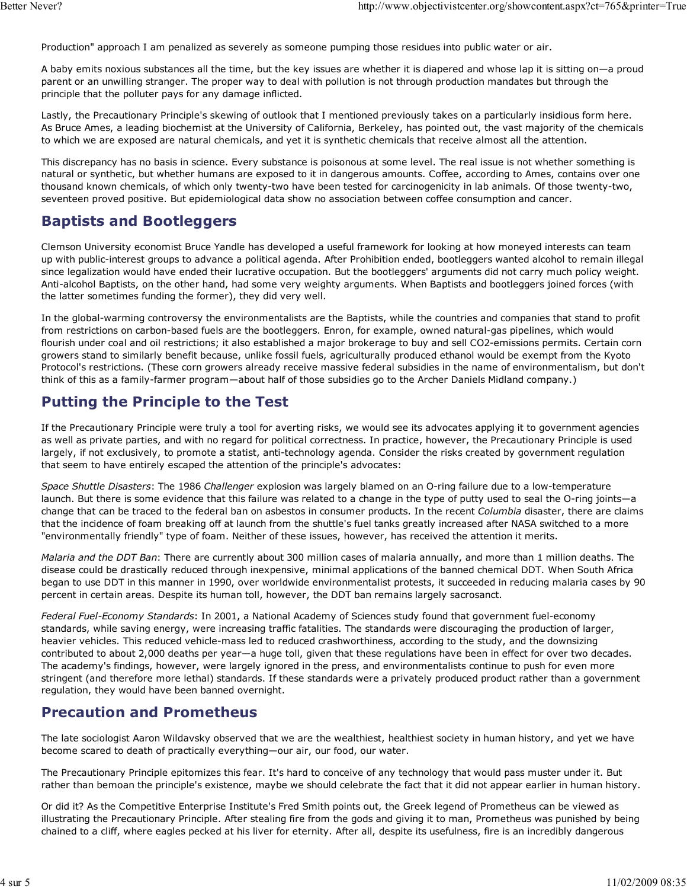Production" approach I am penalized as severely as someone pumping those residues into public water or air.

A baby emits noxious substances all the time, but the key issues are whether it is diapered and whose lap it is sitting on—a proud parent or an unwilling stranger. The proper way to deal with pollution is not through production mandates but through the principle that the polluter pays for any damage inflicted.

Lastly, the Precautionary Principle's skewing of outlook that I mentioned previously takes on a particularly insidious form here. As Bruce Ames, a leading biochemist at the University of California, Berkeley, has pointed out, the vast majority of the chemicals to which we are exposed are natural chemicals, and yet it is synthetic chemicals that receive almost all the attention.

This discrepancy has no basis in science. Every substance is poisonous at some level. The real issue is not whether something is natural or synthetic, but whether humans are exposed to it in dangerous amounts. Coffee, according to Ames, contains over one thousand known chemicals, of which only twenty-two have been tested for carcinogenicity in lab animals. Of those twenty-two, seventeen proved positive. But epidemiological data show no association between coffee consumption and cancer.

## Baptists and Bootleggers

Clemson University economist Bruce Yandle has developed a useful framework for looking at how moneyed interests can team up with public-interest groups to advance a political agenda. After Prohibition ended, bootleggers wanted alcohol to remain illegal since legalization would have ended their lucrative occupation. But the bootleggers' arguments did not carry much policy weight. Anti-alcohol Baptists, on the other hand, had some very weighty arguments. When Baptists and bootleggers joined forces (with the latter sometimes funding the former), they did very well.

In the global-warming controversy the environmentalists are the Baptists, while the countries and companies that stand to profit from restrictions on carbon-based fuels are the bootleggers. Enron, for example, owned natural-gas pipelines, which would flourish under coal and oil restrictions; it also established a major brokerage to buy and sell CO2-emissions permits. Certain corn growers stand to similarly benefit because, unlike fossil fuels, agriculturally produced ethanol would be exempt from the Kyoto Protocol's restrictions. (These corn growers already receive massive federal subsidies in the name of environmentalism, but don't think of this as a family-farmer program—about half of those subsidies go to the Archer Daniels Midland company.)

## Putting the Principle to the Test

If the Precautionary Principle were truly a tool for averting risks, we would see its advocates applying it to government agencies as well as private parties, and with no regard for political correctness. In practice, however, the Precautionary Principle is used largely, if not exclusively, to promote a statist, anti-technology agenda. Consider the risks created by government regulation that seem to have entirely escaped the attention of the principle's advocates:

*Space Shuttle Disasters*: The 1986 *Challenger* explosion was largely blamed on an O-ring failure due to a low-temperature launch. But there is some evidence that this failure was related to a change in the type of putty used to seal the O-ring joints—a change that can be traced to the federal ban on asbestos in consumer products. In the recent *Columbia* disaster, there are claims that the incidence of foam breaking off at launch from the shuttle's fuel tanks greatly increased after NASA switched to a more "environmentally friendly" type of foam. Neither of these issues, however, has received the attention it merits.

*Malaria and the DDT Ban*: There are currently about 300 million cases of malaria annually, and more than 1 million deaths. The disease could be drastically reduced through inexpensive, minimal applications of the banned chemical DDT. When South Africa began to use DDT in this manner in 1990, over worldwide environmentalist protests, it succeeded in reducing malaria cases by 90 percent in certain areas. Despite its human toll, however, the DDT ban remains largely sacrosanct.

*Federal Fuel-Economy Standards*: In 2001, a National Academy of Sciences study found that government fuel-economy standards, while saving energy, were increasing traffic fatalities. The standards were discouraging the production of larger, heavier vehicles. This reduced vehicle-mass led to reduced crashworthiness, according to the study, and the downsizing contributed to about 2,000 deaths per year—a huge toll, given that these regulations have been in effect for over two decades. The academy's findings, however, were largely ignored in the press, and environmentalists continue to push for even more stringent (and therefore more lethal) standards. If these standards were a privately produced product rather than a government regulation, they would have been banned overnight.

## Precaution and Prometheus

The late sociologist Aaron Wildavsky observed that we are the wealthiest, healthiest society in human history, and yet we have become scared to death of practically everything—our air, our food, our water.

The Precautionary Principle epitomizes this fear. It's hard to conceive of any technology that would pass muster under it. But rather than bemoan the principle's existence, maybe we should celebrate the fact that it did not appear earlier in human history.

Or did it? As the Competitive Enterprise Institute's Fred Smith points out, the Greek legend of Prometheus can be viewed as illustrating the Precautionary Principle. After stealing fire from the gods and giving it to man, Prometheus was punished by being chained to a cliff, where eagles pecked at his liver for eternity. After all, despite its usefulness, fire is an incredibly dangerous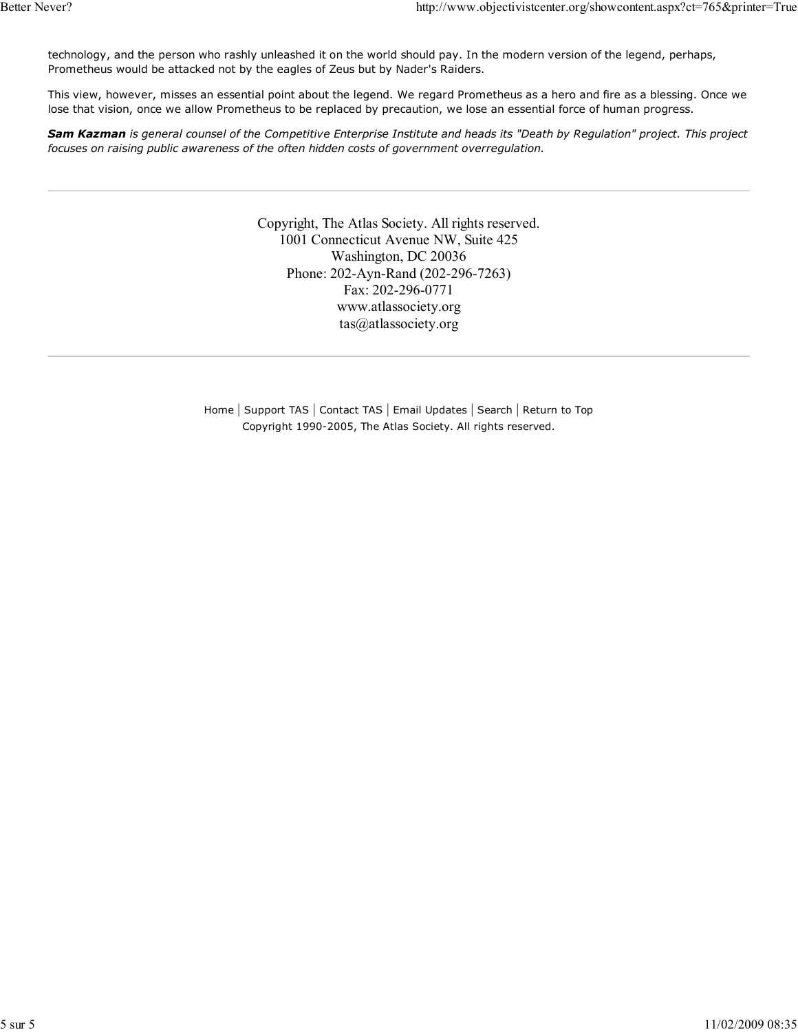technology, and the person who rashly unleashed it on the world should pay. In the modern version of the legend, perhaps, Prometheus would be attacked not by the eagles of Zeus but by Nader's Raiders.

This view, however, misses an essential point about the legend. We regard Prometheus as a hero and fire as a blessing. Once we lose that vision, once we allow Prometheus to be replaced by precaution, we lose an essential force of human progress.

***Sam Kazman*** *is general counsel of the Competitive Enterprise Institute and heads its "Death by Regulation" project. This project focuses on raising public awareness of the often hidden costs of government overregulation.*

---

Copyright, The Atlas Society. All rights reserved.
1001 Connecticut Avenue NW, Suite 425
Washington, DC 20036
Phone: 202-Ayn-Rand (202-296-7263)
Fax: 202-296-0771
www.atlassociety.org
tas@atlassociety.org

---

Home | Support TAS | Contact TAS | Email Updates | Search | Return to Top
Copyright 1990-2005, The Atlas Society. All rights reserved.